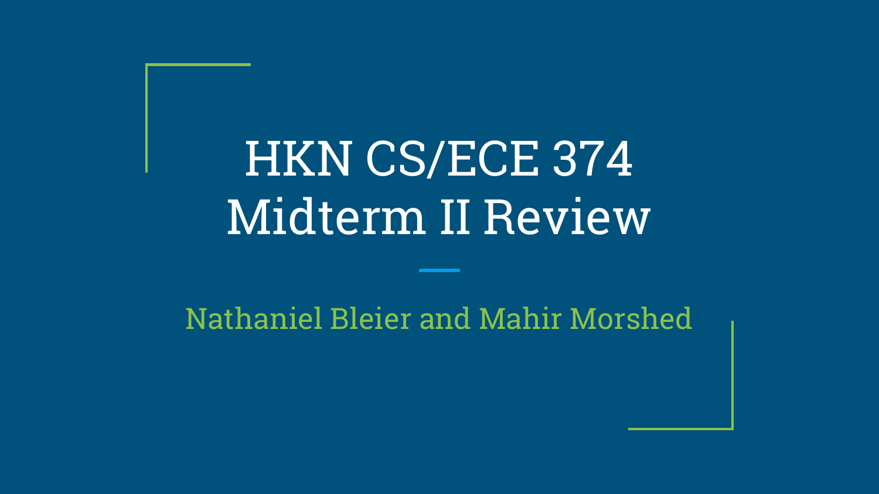# HKN CS/ECE 374 Midterm II Review

Nathaniel Bleier and Mahir Morshed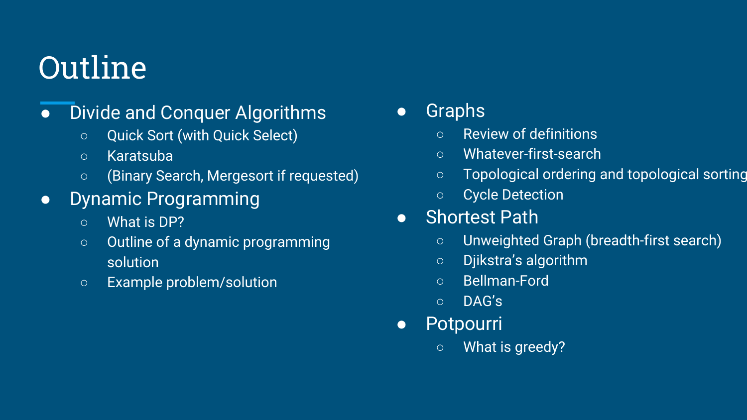# Outline

- Divide and Conquer Algorithms
  - Quick Sort (with Quick Select)
  - Karatsuba
  - (Binary Search, Mergesort if requested)
- Dynamic Programming
  - What is DP?
  - Outline of a dynamic programming solution
  - Example problem/solution
- Graphs
  - Review of definitions
  - Whatever-first-search
  - Topological ordering and topological sorting
  - Cycle Detection
- Shortest Path
  - Unweighted Graph (breadth-first search)
  - Djikstra's algorithm
  - Bellman-Ford
  - DAG's
- Potpourri
  - What is greedy?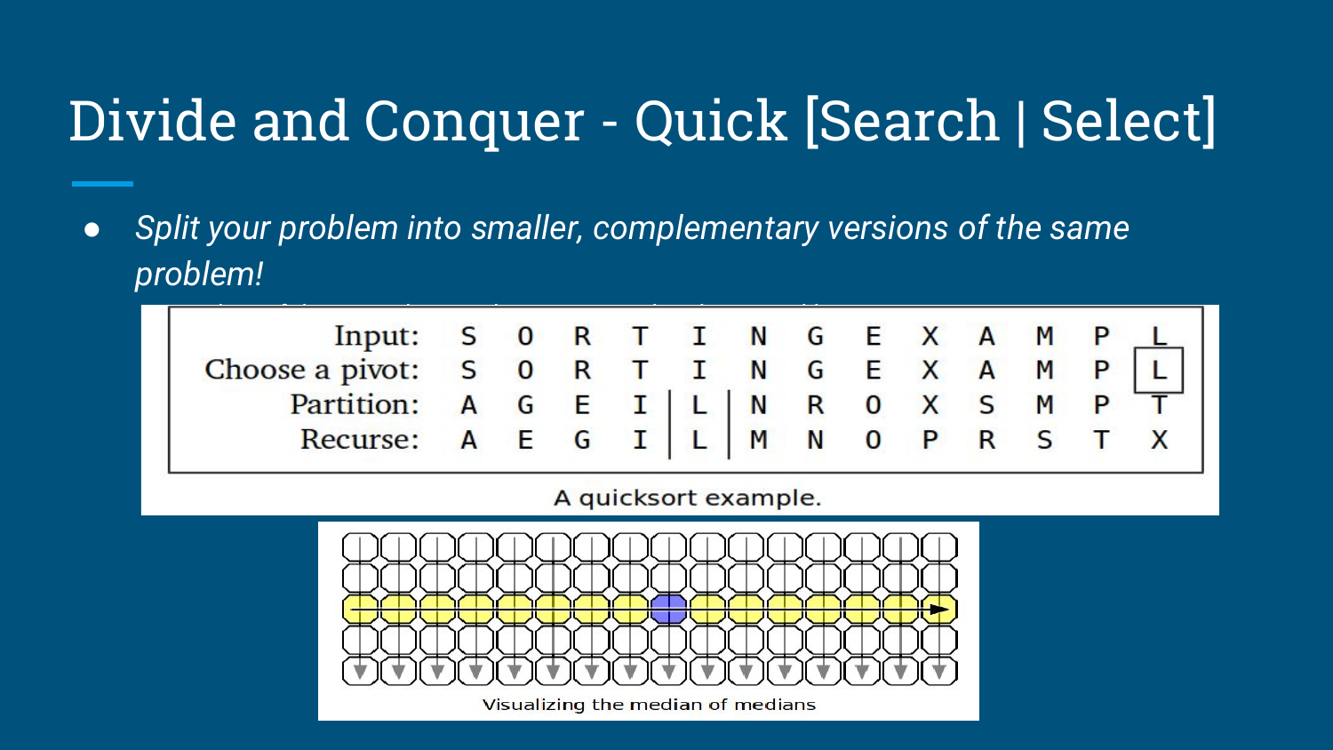# Divide and Conquer - Quick [Search | Select]

- *Split your problem into smaller, complementary versions of the same problem!*

| Input: | S | O | R | T | I | N | G | E | X | A | M | P | L |
|---|---|---|---|---|---|---|---|---|---|---|---|---|---|
| Choose a pivot: | S | O | R | T | I | N | G | E | X | A | M | P | L |
| Partition: | A | G | E | I | L | N | R | O | X | S | M | P | T |
| Recurse: | A | E | G | I | L | M | N | O | P | R | S | T | X |

A quicksort example.

Visualizing the median of medians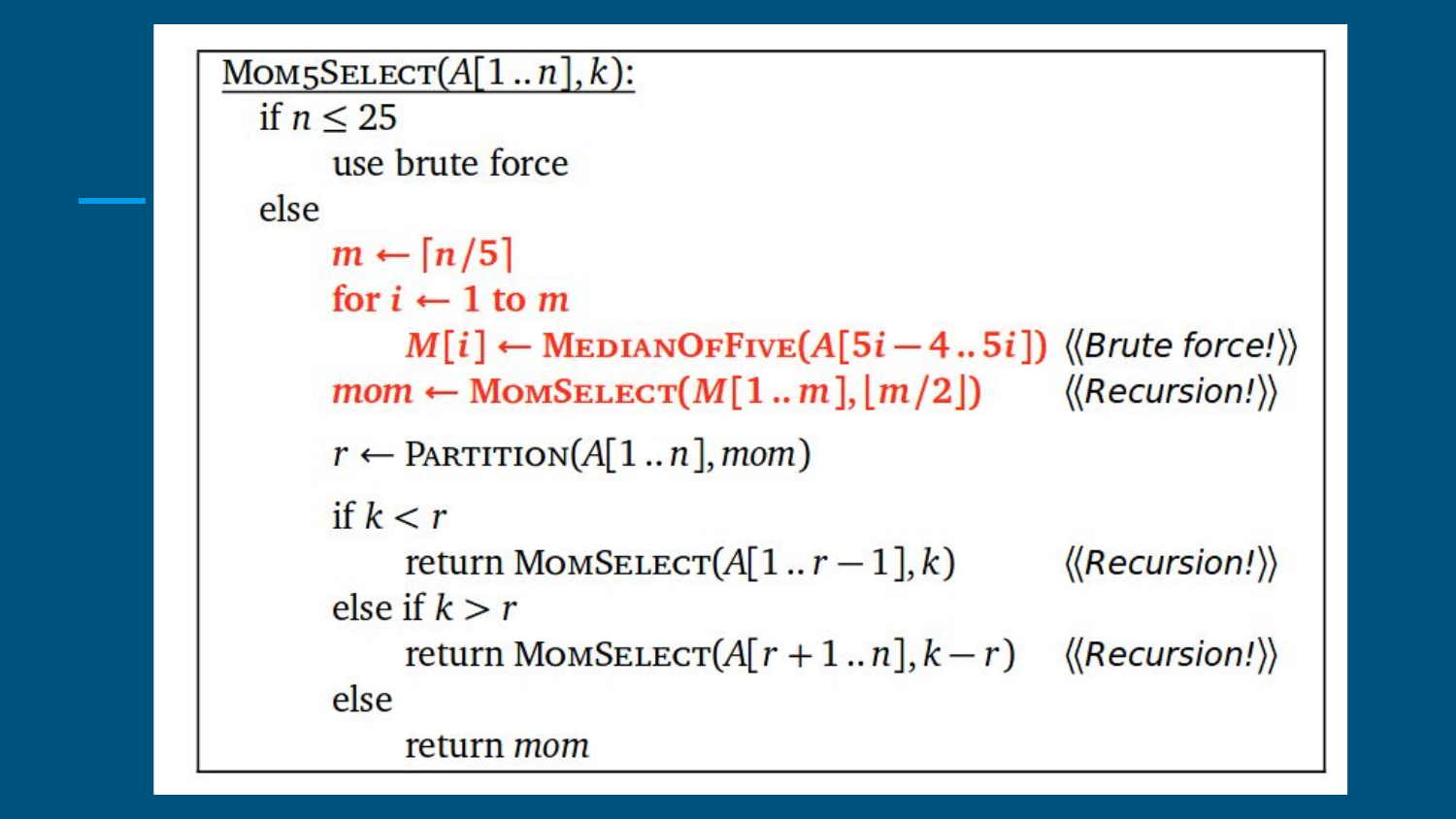```
MOM5SELECT(A[1..n], k):
  if n ≤ 25
      use brute force
  else
      m ← ⌈n/5⌉
      for i ← 1 to m
          M[i] ← MEDIANOFFIVE(A[5i−4..5i])   ⟨⟨Brute force!⟩⟩
      mom ← MOMSELECT(M[1..m], ⌊m/2⌋)        ⟨⟨Recursion!⟩⟩

      r ← PARTITION(A[1..n], mom)

      if k < r
          return MOMSELECT(A[1..r−1], k)      ⟨⟨Recursion!⟩⟩
      else if k > r
          return MOMSELECT(A[r+1..n], k−r)    ⟨⟨Recursion!⟩⟩
      else
          return mom
```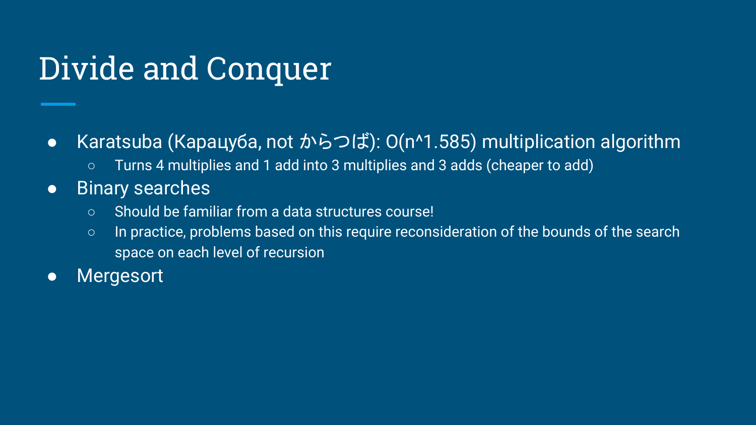# Divide and Conquer

- Karatsuba (Карацуба, not からつば): $O(n^{1.585})$ multiplication algorithm
  - Turns 4 multiplies and 1 add into 3 multiplies and 3 adds (cheaper to add)
- Binary searches
  - Should be familiar from a data structures course!
  - In practice, problems based on this require reconsideration of the bounds of the search space on each level of recursion
- Mergesort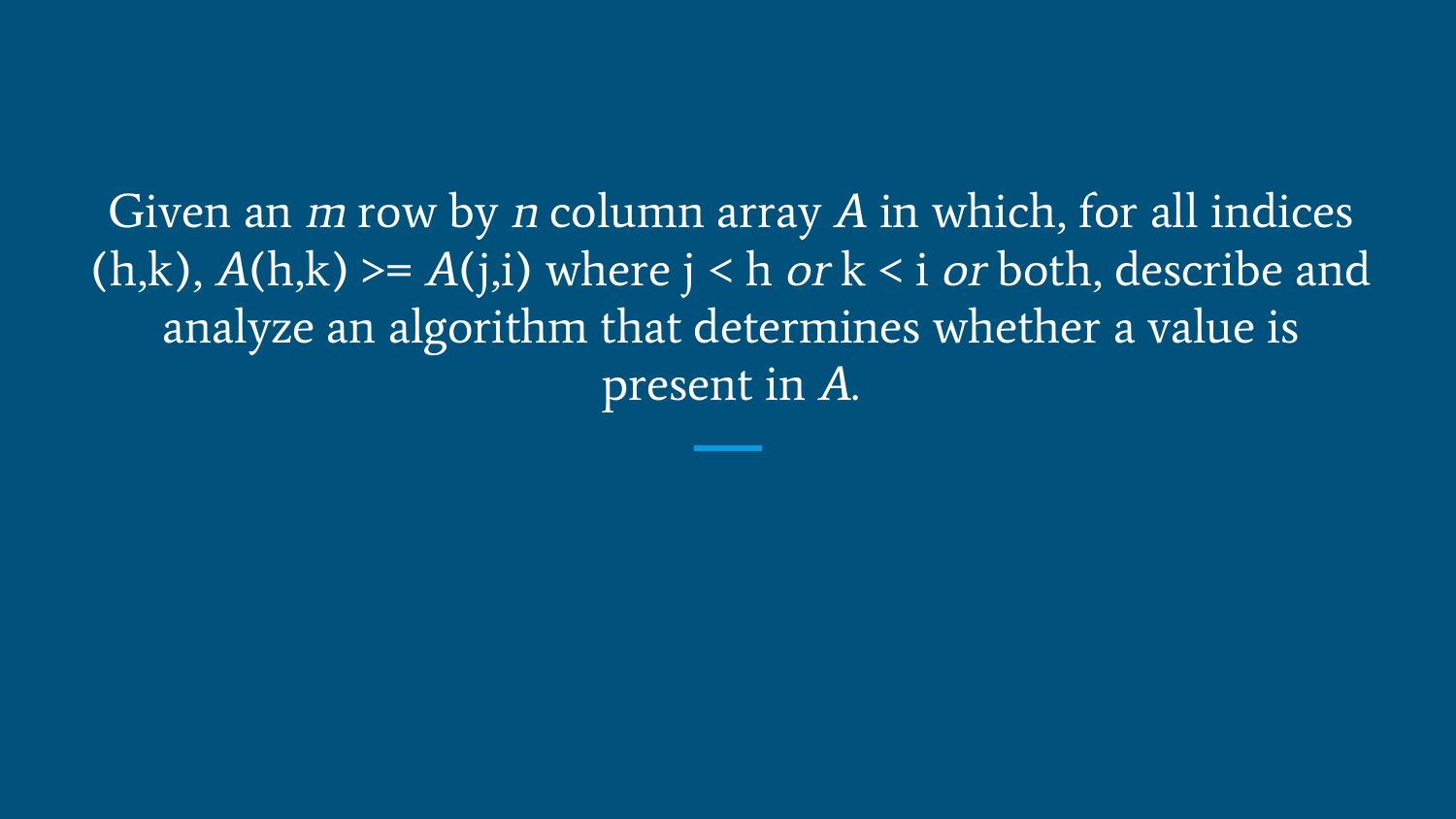Given an $m$ row by $n$ column array $A$ in which, for all indices (h,k), $A$(h,k) >= $A$(j,i) where j < h *or* k < i *or* both, describe and analyze an algorithm that determines whether a value is present in $A$.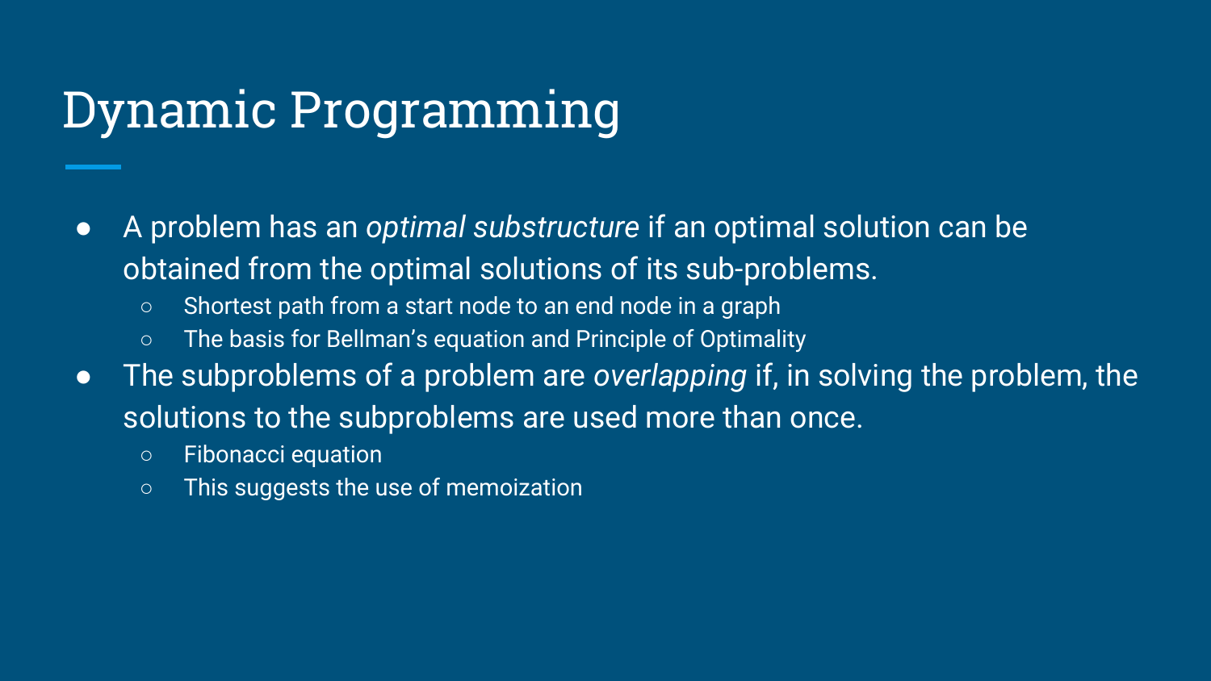# Dynamic Programming

- A problem has an *optimal substructure* if an optimal solution can be obtained from the optimal solutions of its sub-problems.
  - Shortest path from a start node to an end node in a graph
  - The basis for Bellman’s equation and Principle of Optimality
- The subproblems of a problem are *overlapping* if, in solving the problem, the solutions to the subproblems are used more than once.
  - Fibonacci equation
  - This suggests the use of memoization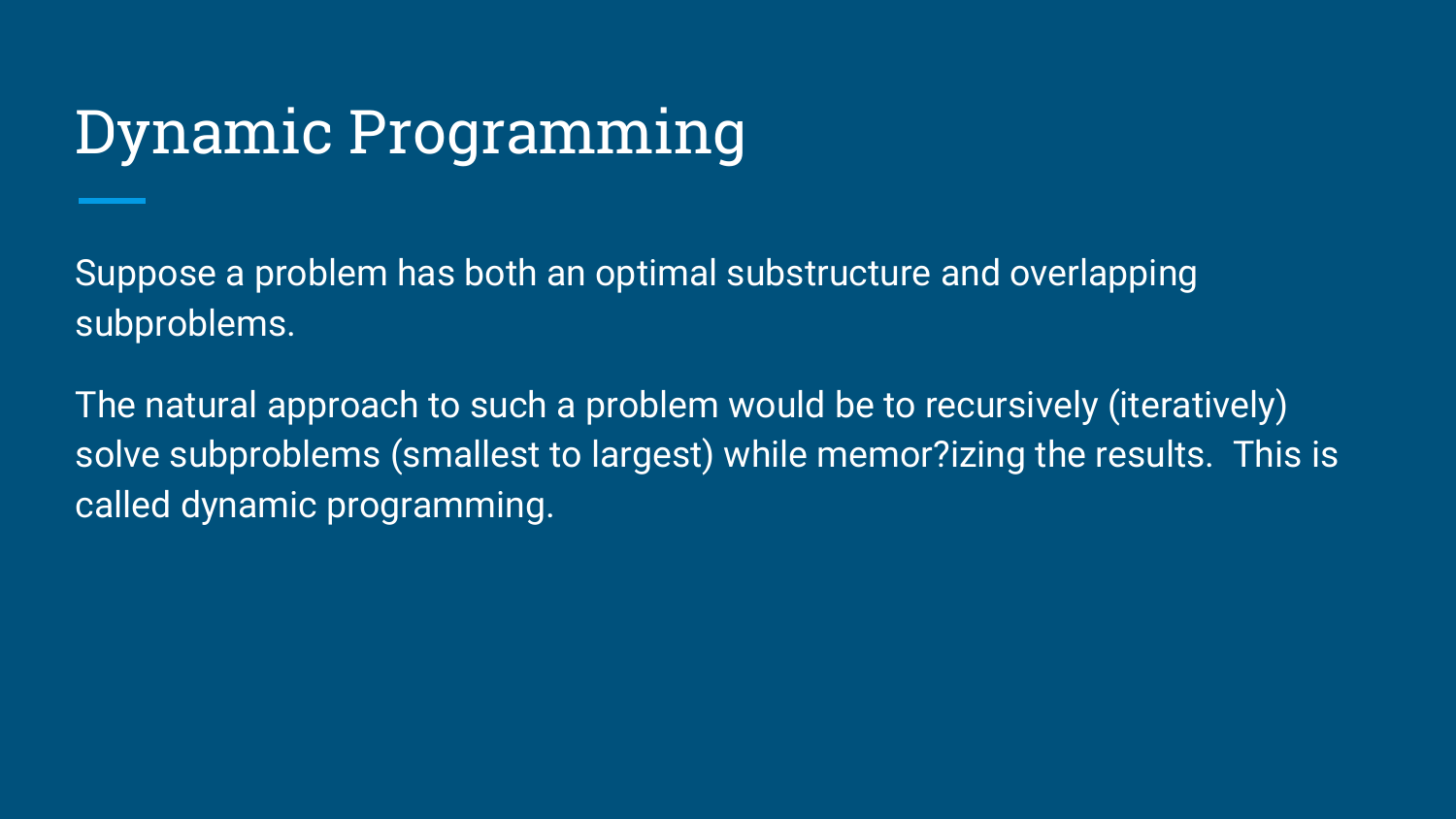# Dynamic Programming

Suppose a problem has both an optimal substructure and overlapping subproblems.

The natural approach to such a problem would be to recursively (iteratively) solve subproblems (smallest to largest) while memor?izing the results.  This is called dynamic programming.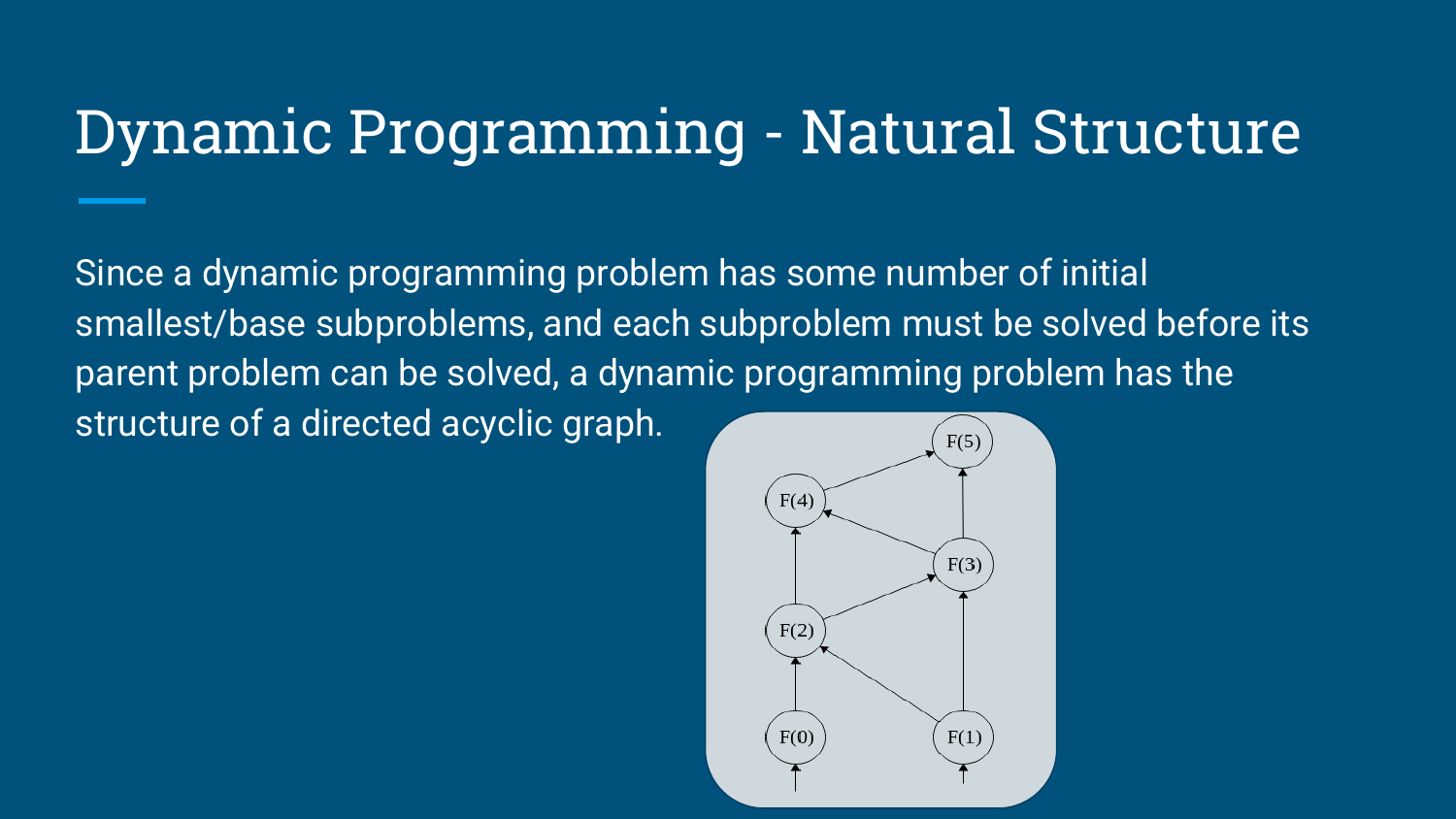# Dynamic Programming - Natural Structure

Since a dynamic programming problem has some number of initial smallest/base subproblems, and each subproblem must be solved before its parent problem can be solved, a dynamic programming problem has the structure of a directed acyclic graph.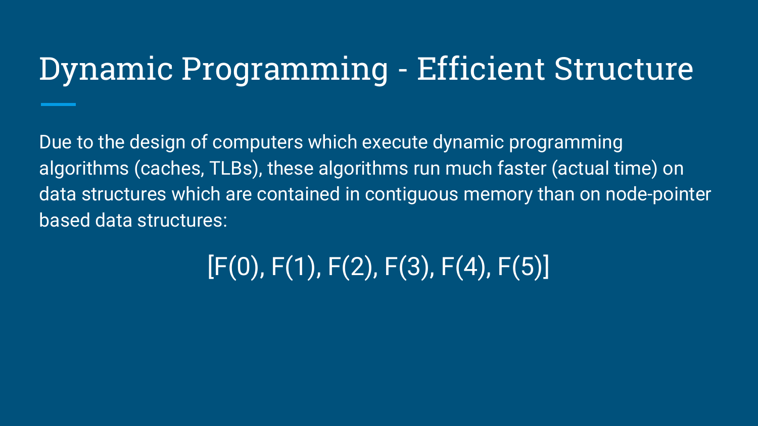# Dynamic Programming - Efficient Structure

Due to the design of computers which execute dynamic programming algorithms (caches, TLBs), these algorithms run much faster (actual time) on data structures which are contained in contiguous memory than on node-pointer based data structures:

[F(0), F(1), F(2), F(3), F(4), F(5)]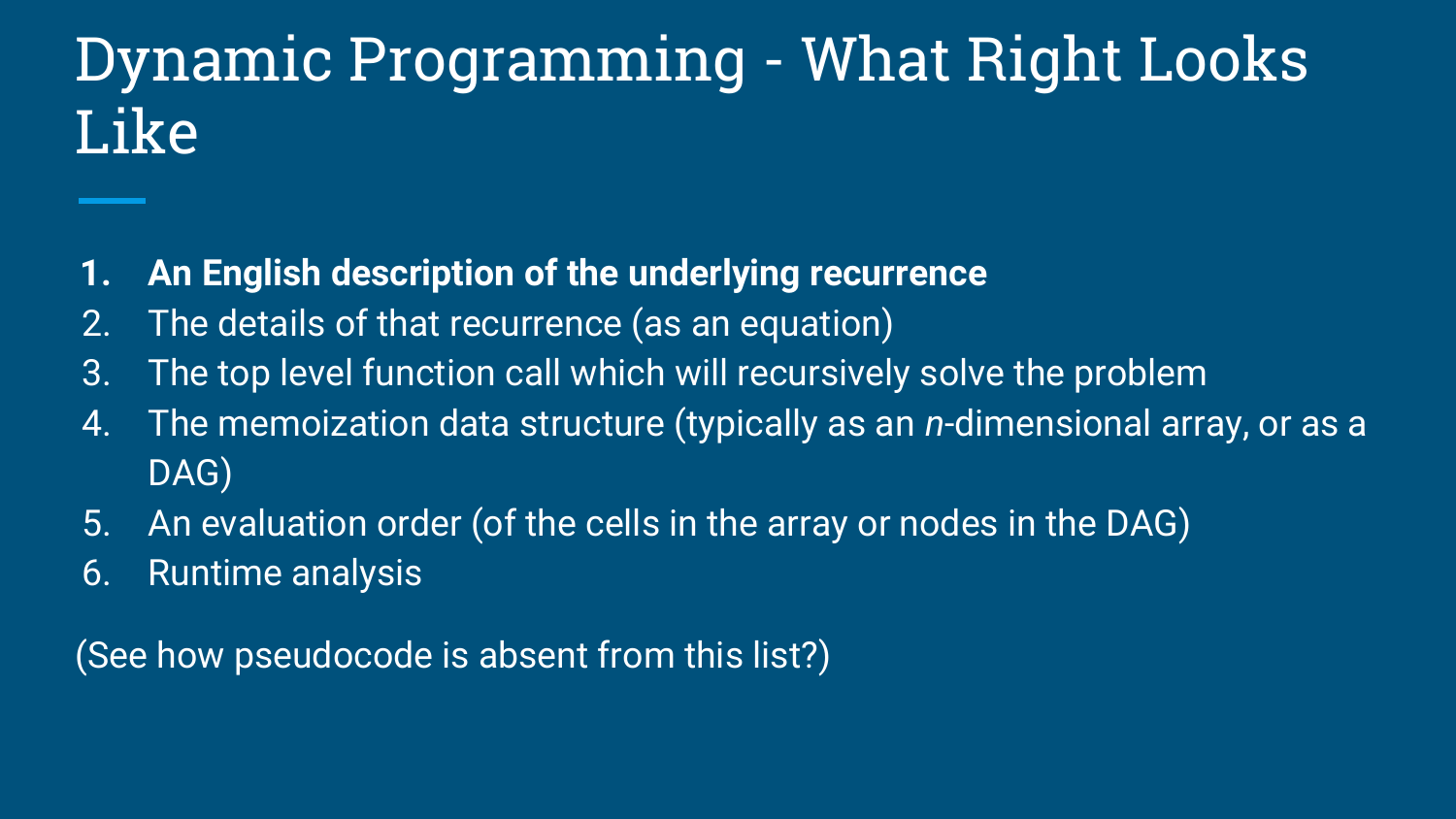# Dynamic Programming - What Right Looks Like

1. **An English description of the underlying recurrence**
2. The details of that recurrence (as an equation)
3. The top level function call which will recursively solve the problem
4. The memoization data structure (typically as an *n*-dimensional array, or as a DAG)
5. An evaluation order (of the cells in the array or nodes in the DAG)
6. Runtime analysis

(See how pseudocode is absent from this list?)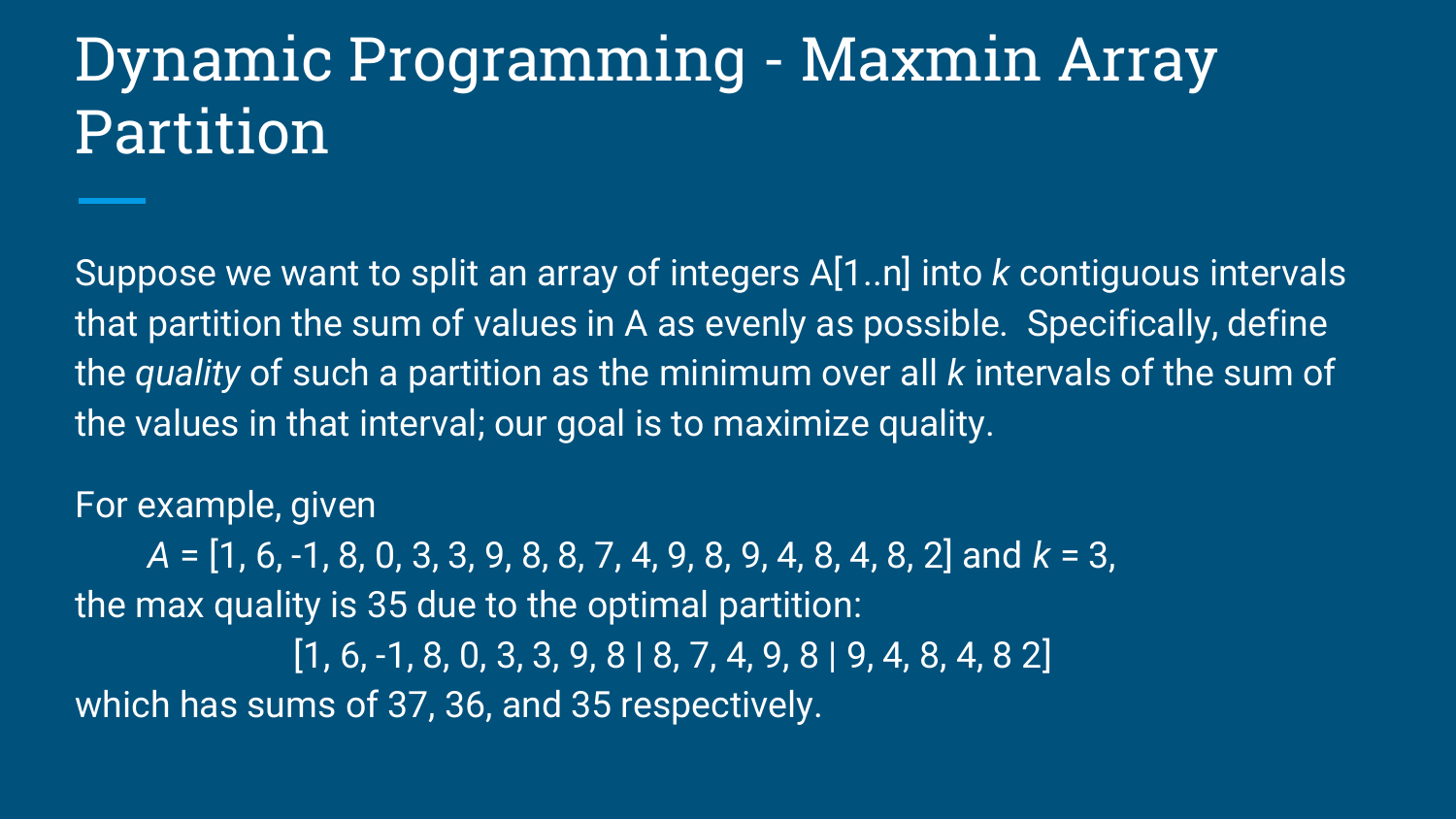# Dynamic Programming - Maxmin Array Partition

Suppose we want to split an array of integers A[1..n] into *k* contiguous intervals that partition the sum of values in A as evenly as possible. Specifically, define the *quality* of such a partition as the minimum over all *k* intervals of the sum of the values in that interval; our goal is to maximize quality.

For example, given

*A* = [1, 6, -1, 8, 0, 3, 3, 9, 8, 8, 7, 4, 9, 8, 9, 4, 8, 4, 8, 2] and *k* = 3,

the max quality is 35 due to the optimal partition:

[1, 6, -1, 8, 0, 3, 3, 9, 8 | 8, 7, 4, 9, 8 | 9, 4, 8, 4, 8 2]

which has sums of 37, 36, and 35 respectively.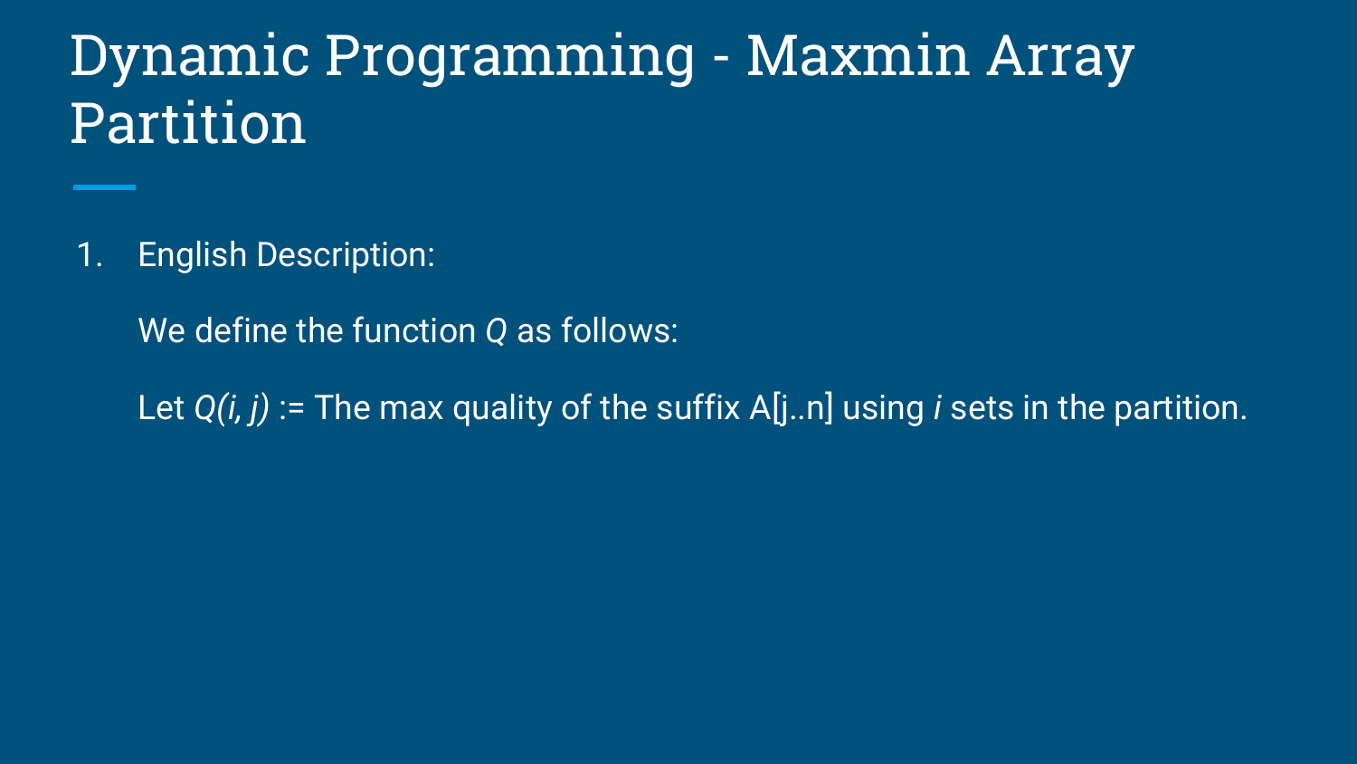# Dynamic Programming - Maxmin Array Partition

1. English Description:

   We define the function $Q$ as follows:

   Let $Q(i, j)$ := The max quality of the suffix A[j..n] using $i$ sets in the partition.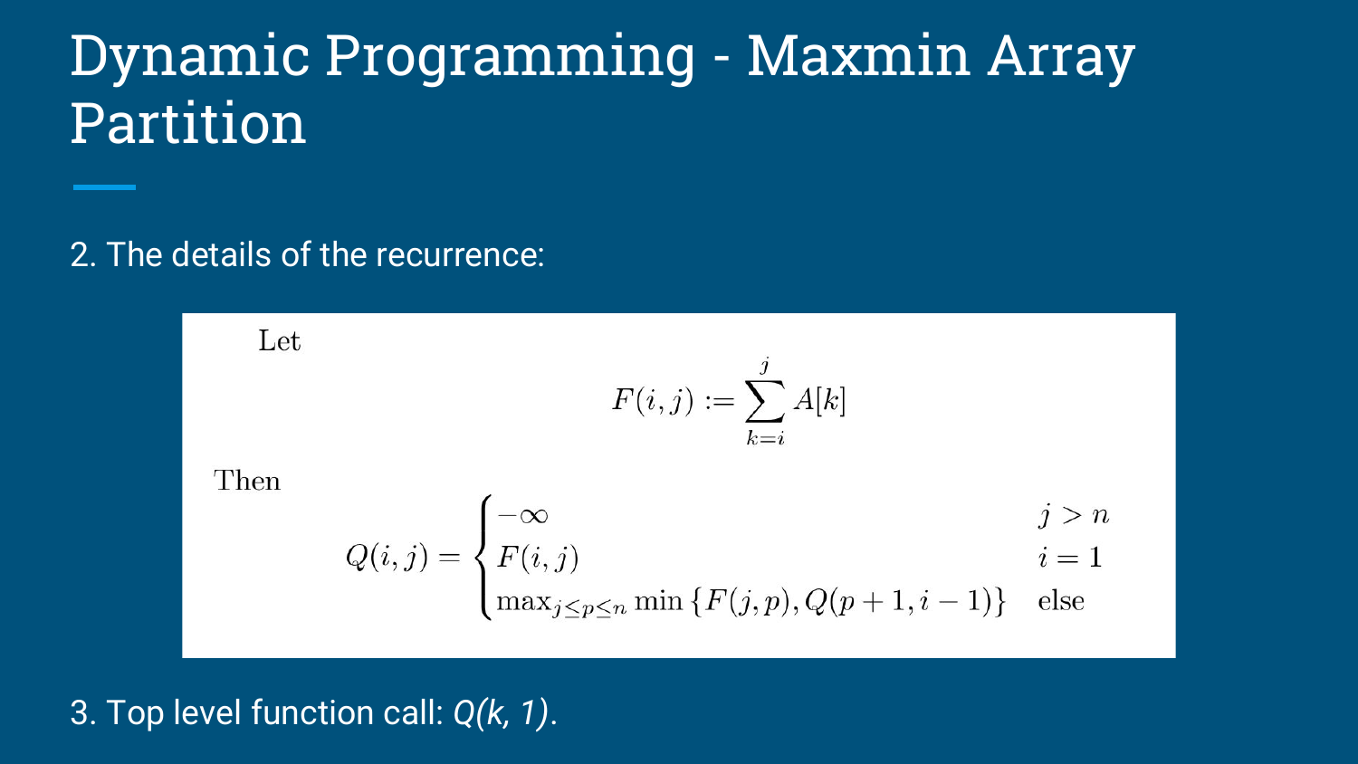# Dynamic Programming - Maxmin Array Partition

2. The details of the recurrence:

Let

$$F(i,j) := \sum_{k=i}^{j} A[k]$$

Then

$$Q(i,j) = \begin{cases} -\infty & j > n \\ F(i,j) & i = 1 \\ \max_{j \le p \le n} \min\{F(j,p), Q(p+1, i-1)\} & \text{else} \end{cases}$$

3. Top level function call: *Q(k, 1)*.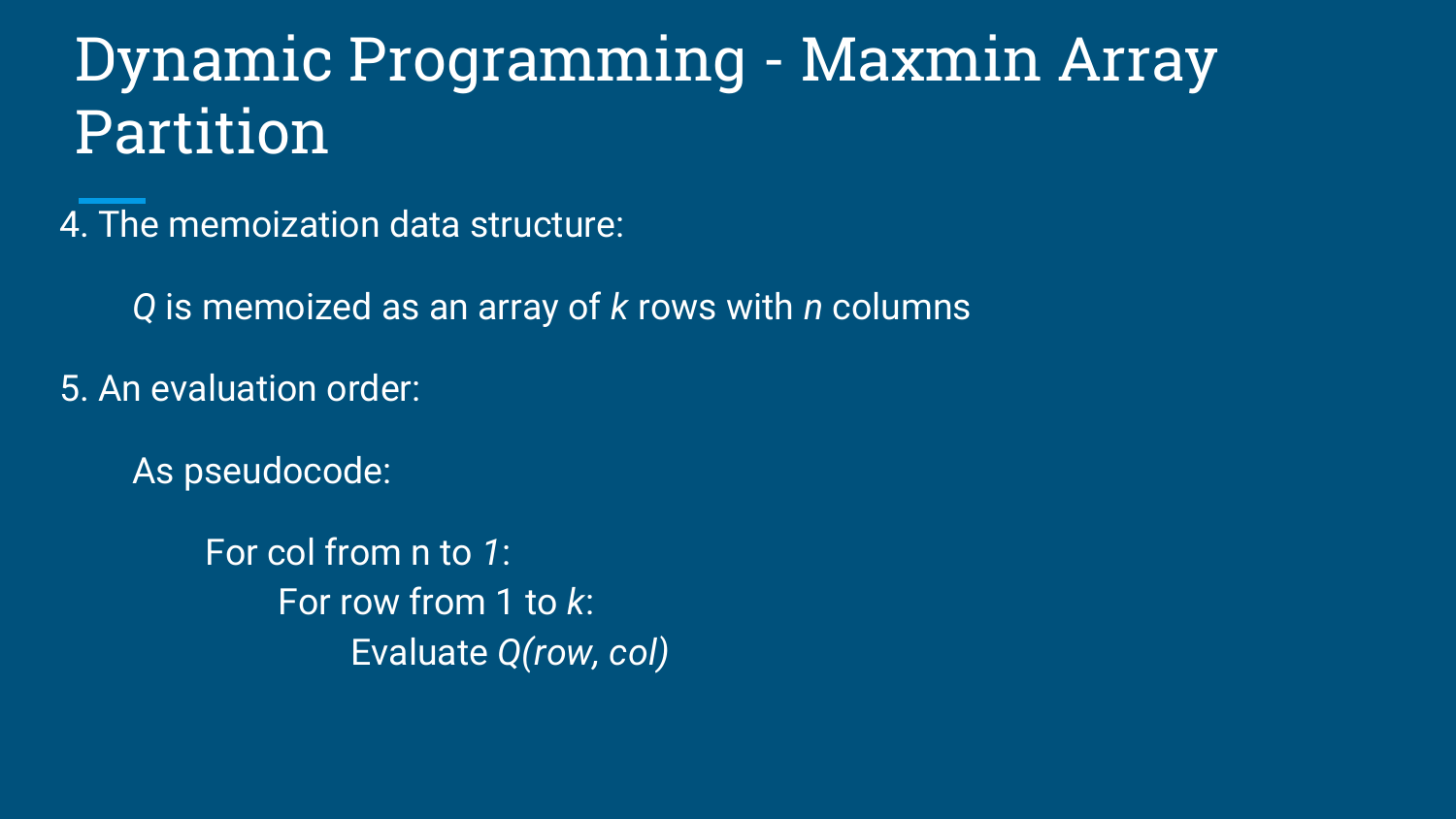# Dynamic Programming - Maxmin Array Partition

4. The memoization data structure:

   $Q$ is memoized as an array of $k$ rows with $n$ columns

5. An evaluation order:

   As pseudocode:

```
For col from n to 1:
    For row from 1 to k:
        Evaluate Q(row, col)
```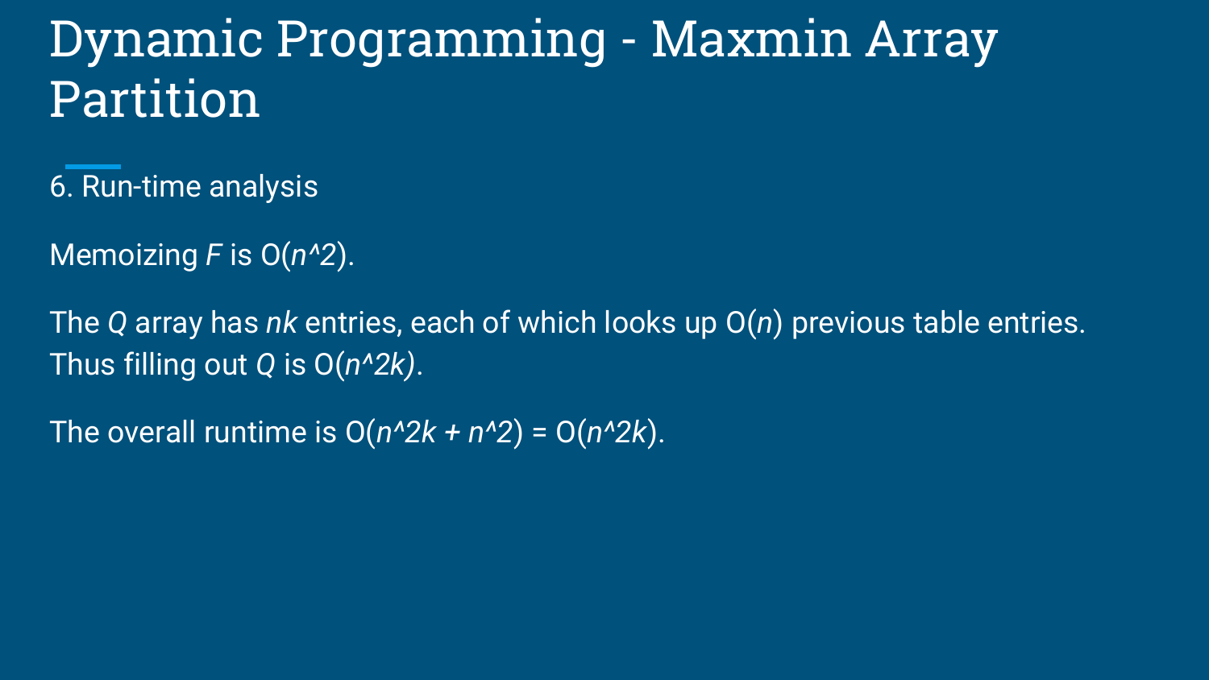# Dynamic Programming - Maxmin Array Partition

6. Run-time analysis

Memoizing $F$ is $O(n^2)$.

The $Q$ array has $nk$ entries, each of which looks up $O(n)$ previous table entries. Thus filling out $Q$ is $O(n^2k)$.

The overall runtime is $O(n^2k + n^2) = O(n^2k)$.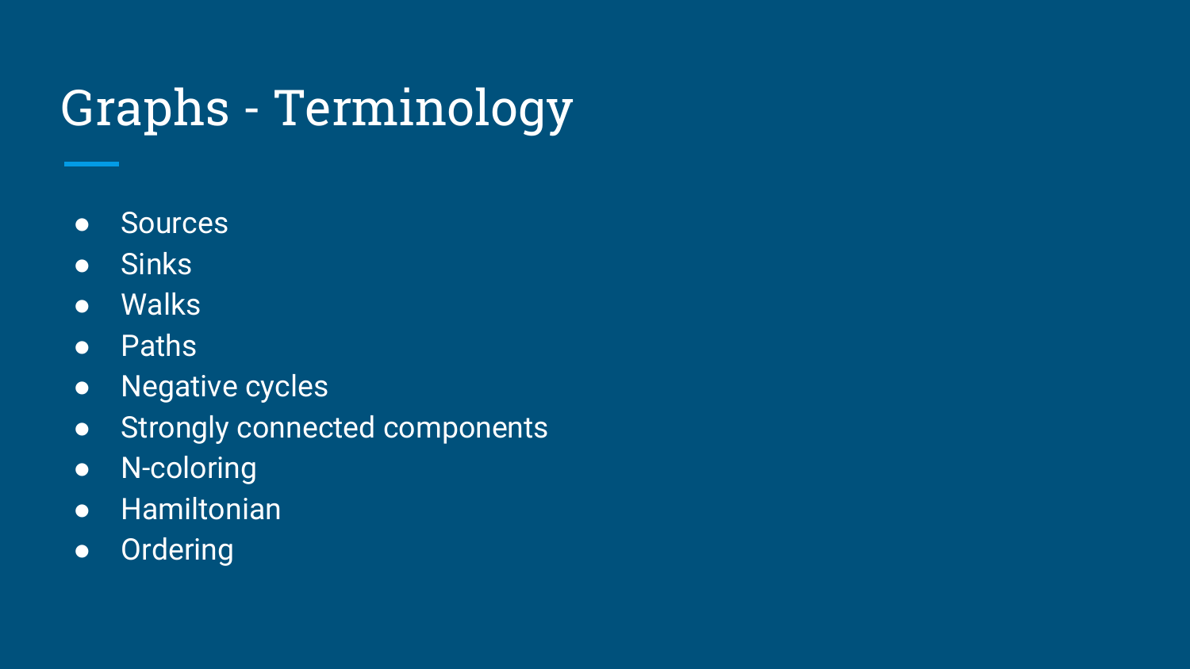# Graphs - Terminology

- Sources
- Sinks
- Walks
- Paths
- Negative cycles
- Strongly connected components
- N-coloring
- Hamiltonian
- Ordering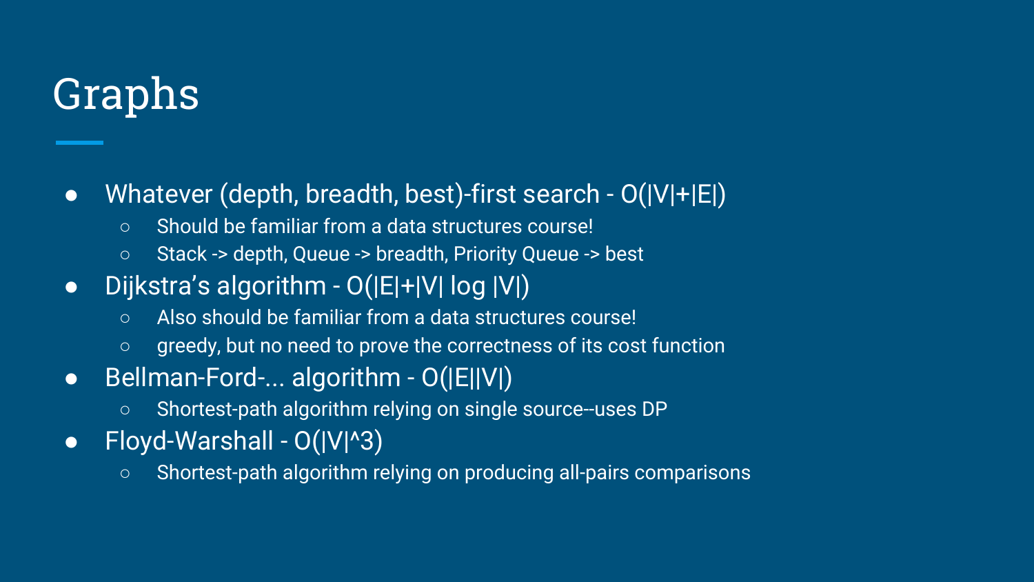# Graphs

- Whatever (depth, breadth, best)-first search - $O(|V|+|E|)$
  - Should be familiar from a data structures course!
  - Stack -> depth, Queue -> breadth, Priority Queue -> best
- Dijkstra's algorithm - $O(|E|+|V| \log |V|)$
  - Also should be familiar from a data structures course!
  - greedy, but no need to prove the correctness of its cost function
- Bellman-Ford-... algorithm - $O(|E||V|)$
  - Shortest-path algorithm relying on single source--uses DP
- Floyd-Warshall - $O(|V|^3)$
  - Shortest-path algorithm relying on producing all-pairs comparisons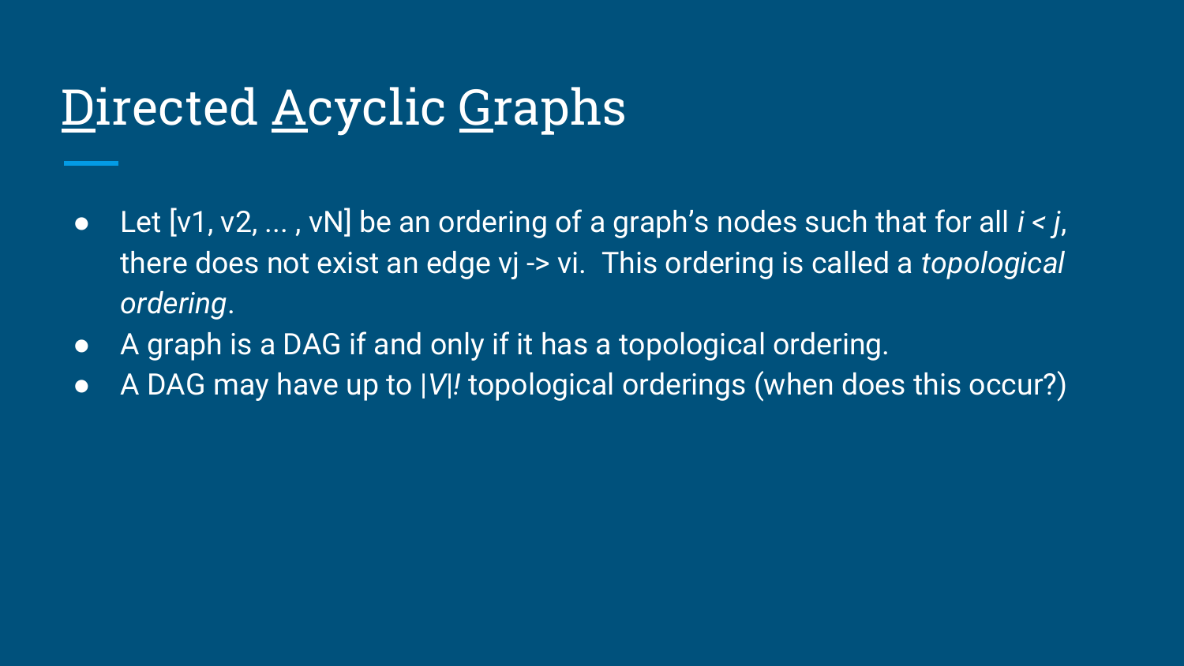# Directed Acyclic Graphs

- Let [v1, v2, ... , vN] be an ordering of a graph's nodes such that for all $i < j$, there does not exist an edge vj -> vi. This ordering is called a *topological ordering*.
- A graph is a DAG if and only if it has a topological ordering.
- A DAG may have up to $|V|!$ topological orderings (when does this occur?)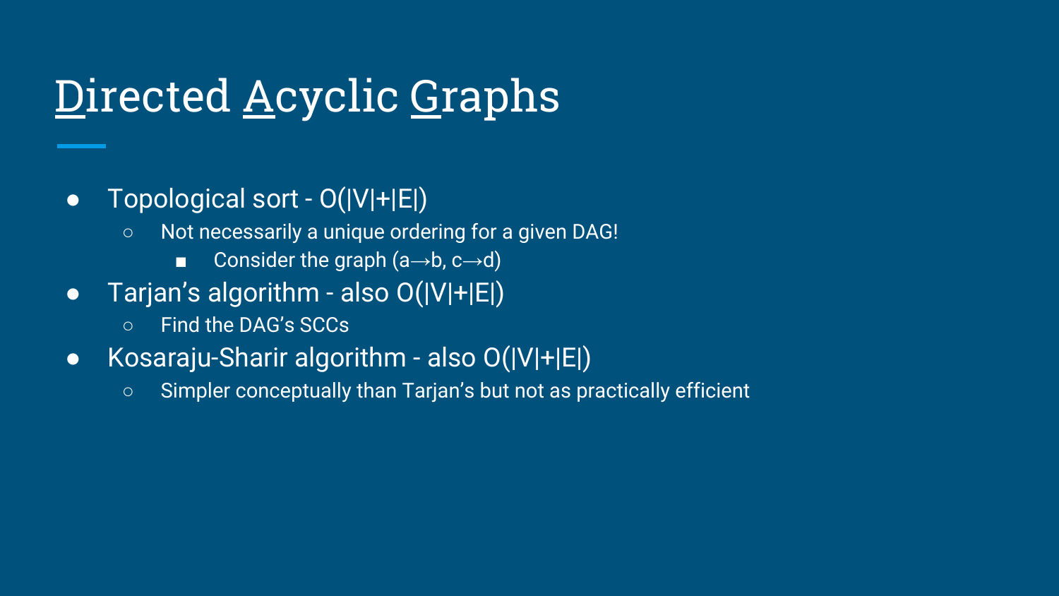# Directed Acyclic Graphs

- Topological sort - O(|V|+|E|)
  - Not necessarily a unique ordering for a given DAG!
    - Consider the graph (a→b, c→d)
- Tarjan's algorithm - also O(|V|+|E|)
  - Find the DAG's SCCs
- Kosaraju-Sharir algorithm - also O(|V|+|E|)
  - Simpler conceptually than Tarjan's but not as practically efficient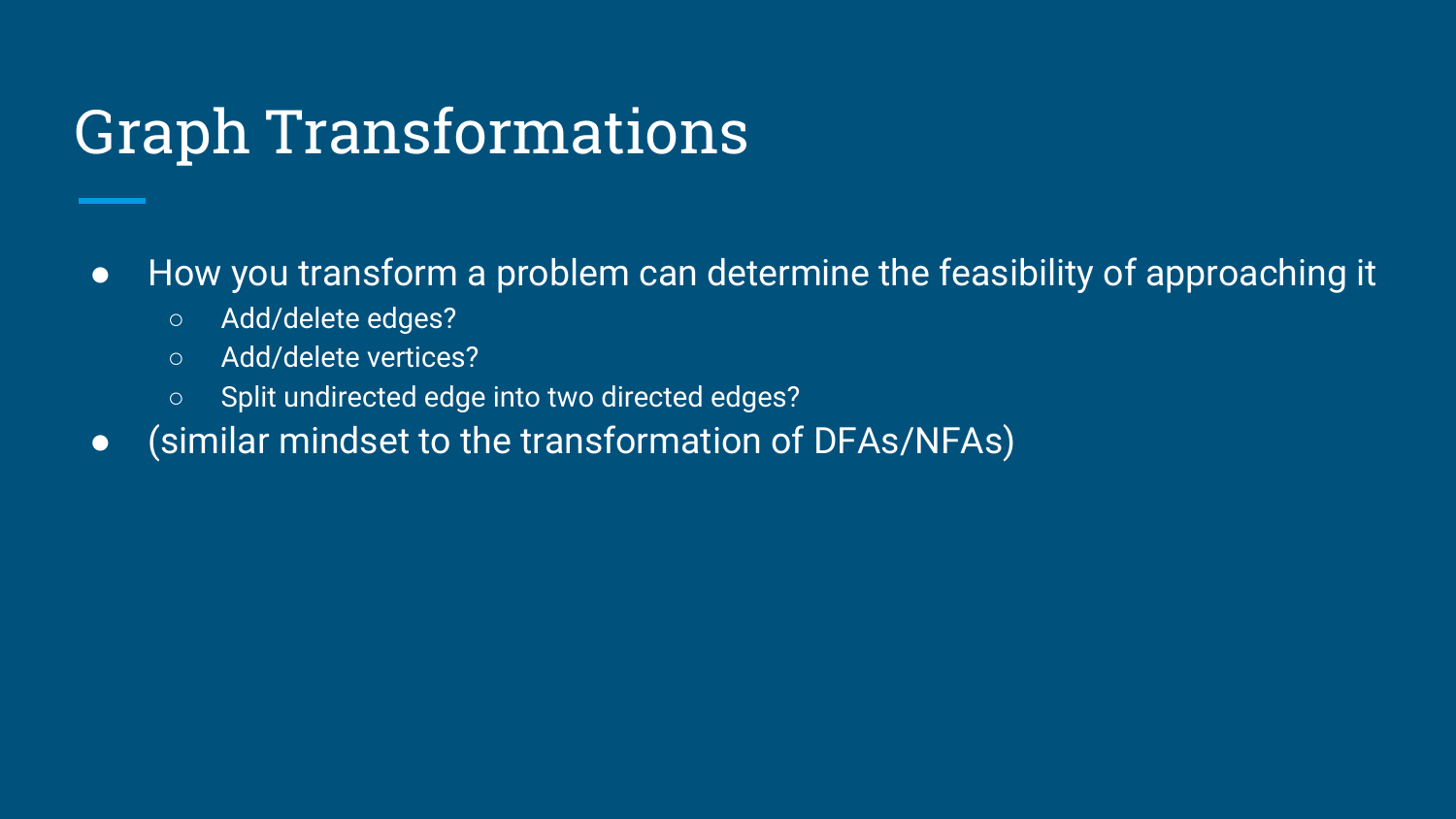# Graph Transformations

- How you transform a problem can determine the feasibility of approaching it
  - Add/delete edges?
  - Add/delete vertices?
  - Split undirected edge into two directed edges?
- (similar mindset to the transformation of DFAs/NFAs)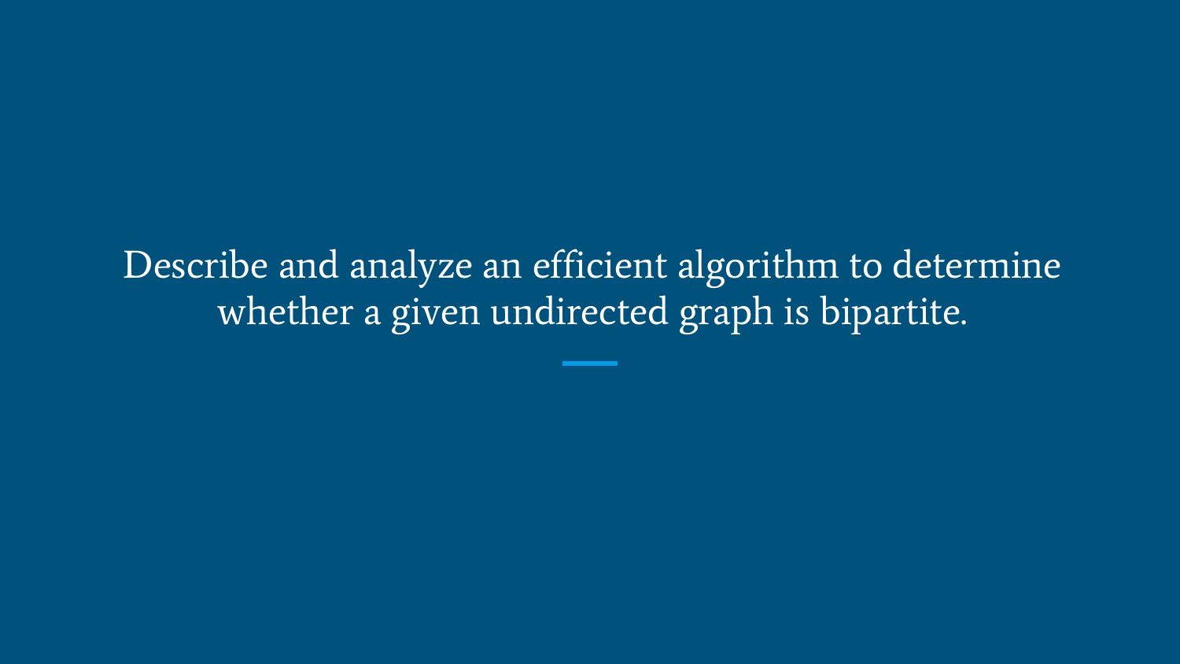Describe and analyze an efficient algorithm to determine whether a given undirected graph is bipartite.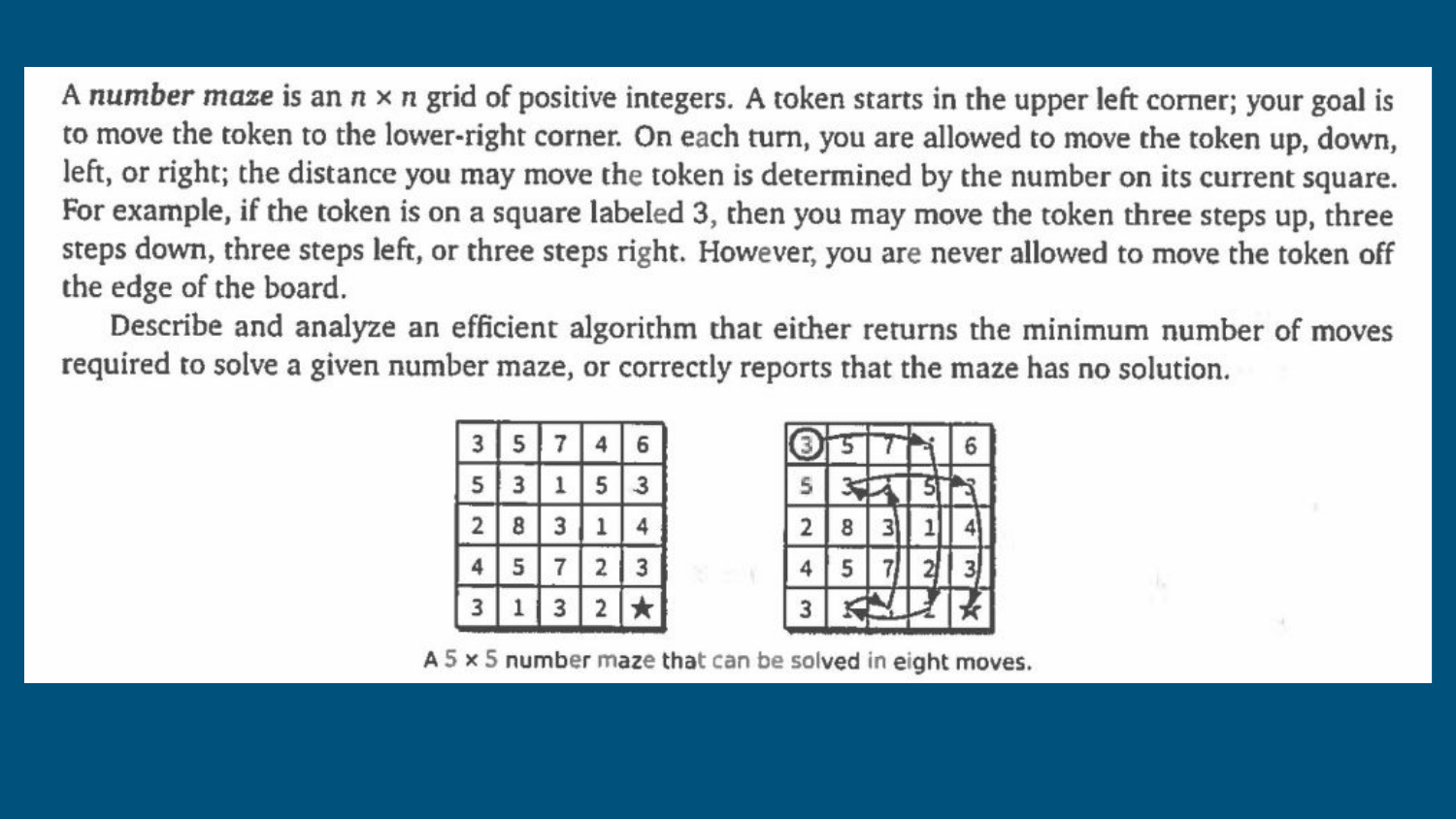A ***number maze*** is an $n \times n$ grid of positive integers. A token starts in the upper left corner; your goal is to move the token to the lower-right corner. On each turn, you are allowed to move the token up, down, left, or right; the distance you may move the token is determined by the number on its current square. For example, if the token is on a square labeled 3, then you may move the token three steps up, three steps down, three steps left, or three steps right. However, you are never allowed to move the token off the edge of the board.

Describe and analyze an efficient algorithm that either returns the minimum number of moves required to solve a given number maze, or correctly reports that the maze has no solution.

| 3 | 5 | 7 | 4 | 6 |
|---|---|---|---|---|
| 5 | 3 | 1 | 5 | 3 |
| 2 | 8 | 3 | 1 | 4 |
| 4 | 5 | 7 | 2 | 3 |
| 3 | 1 | 3 | 2 | ★ |

A 5 × 5 number maze that can be solved in eight moves.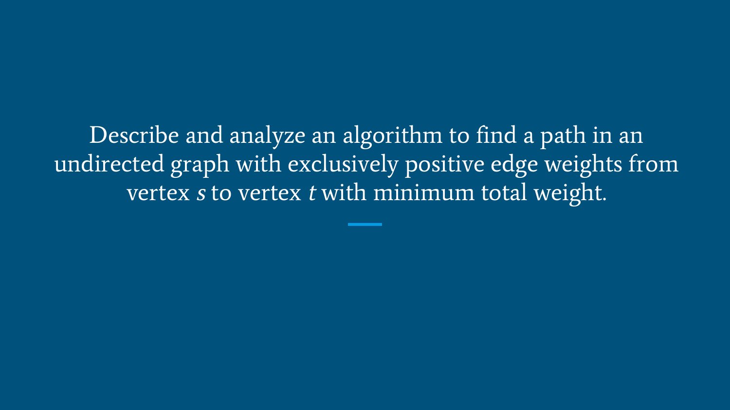Describe and analyze an algorithm to find a path in an undirected graph with exclusively positive edge weights from vertex $s$ to vertex $t$ with minimum total weight.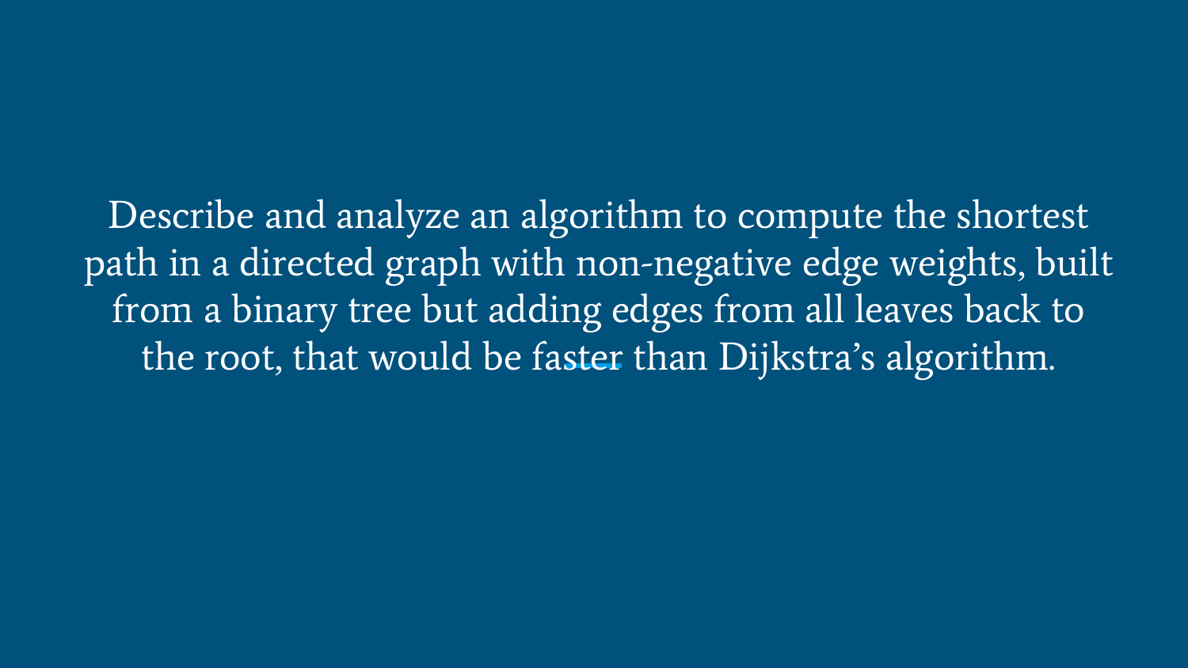Describe and analyze an algorithm to compute the shortest path in a directed graph with non-negative edge weights, built from a binary tree but adding edges from all leaves back to the root, that would be faster than Dijkstra's algorithm.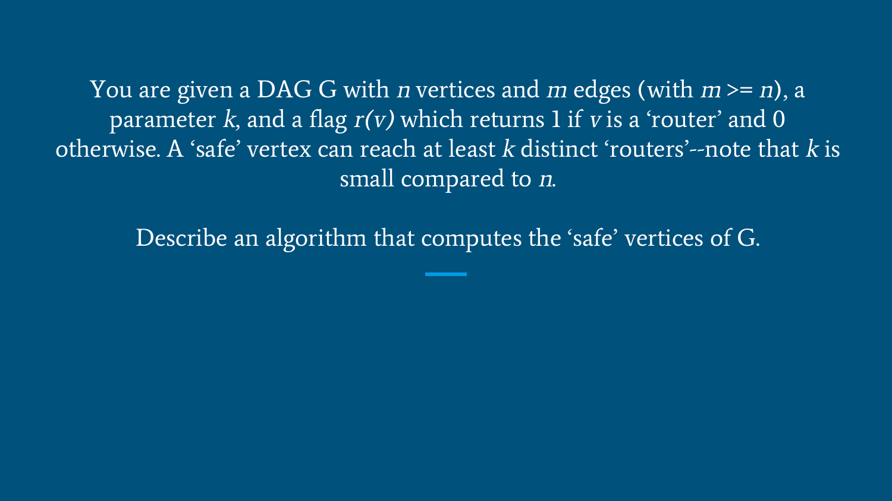You are given a DAG G with $n$ vertices and $m$ edges (with $m >= n$), a parameter $k$, and a flag $r(v)$ which returns 1 if $v$ is a 'router' and 0 otherwise. A 'safe' vertex can reach at least $k$ distinct 'routers'--note that $k$ is small compared to $n$.

Describe an algorithm that computes the 'safe' vertices of G.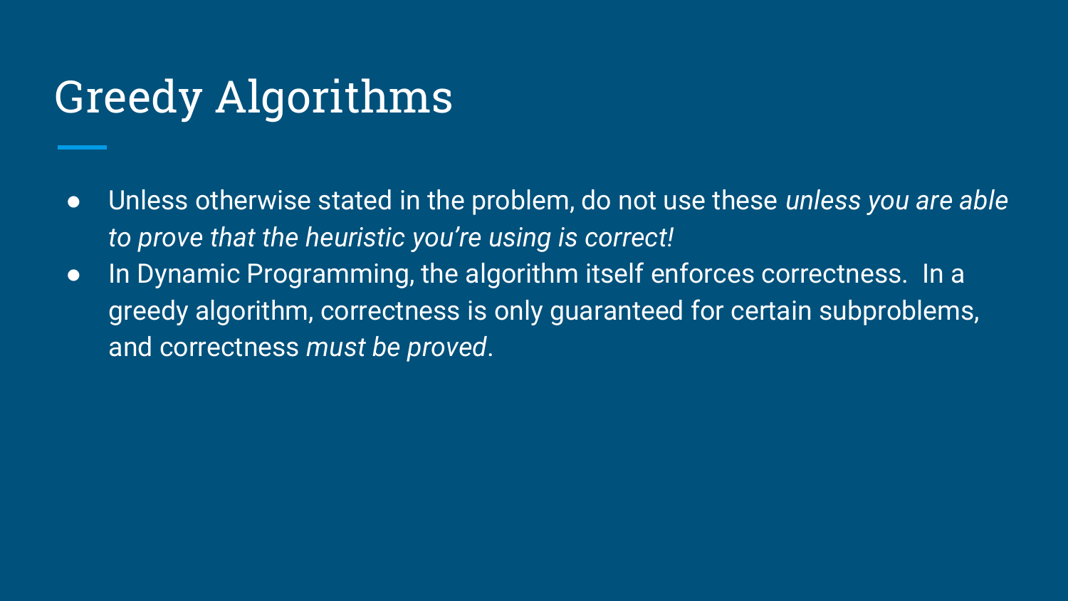# Greedy Algorithms

- Unless otherwise stated in the problem, do not use these *unless you are able to prove that the heuristic you're using is correct!*
- In Dynamic Programming, the algorithm itself enforces correctness. In a greedy algorithm, correctness is only guaranteed for certain subproblems, and correctness *must be proved*.